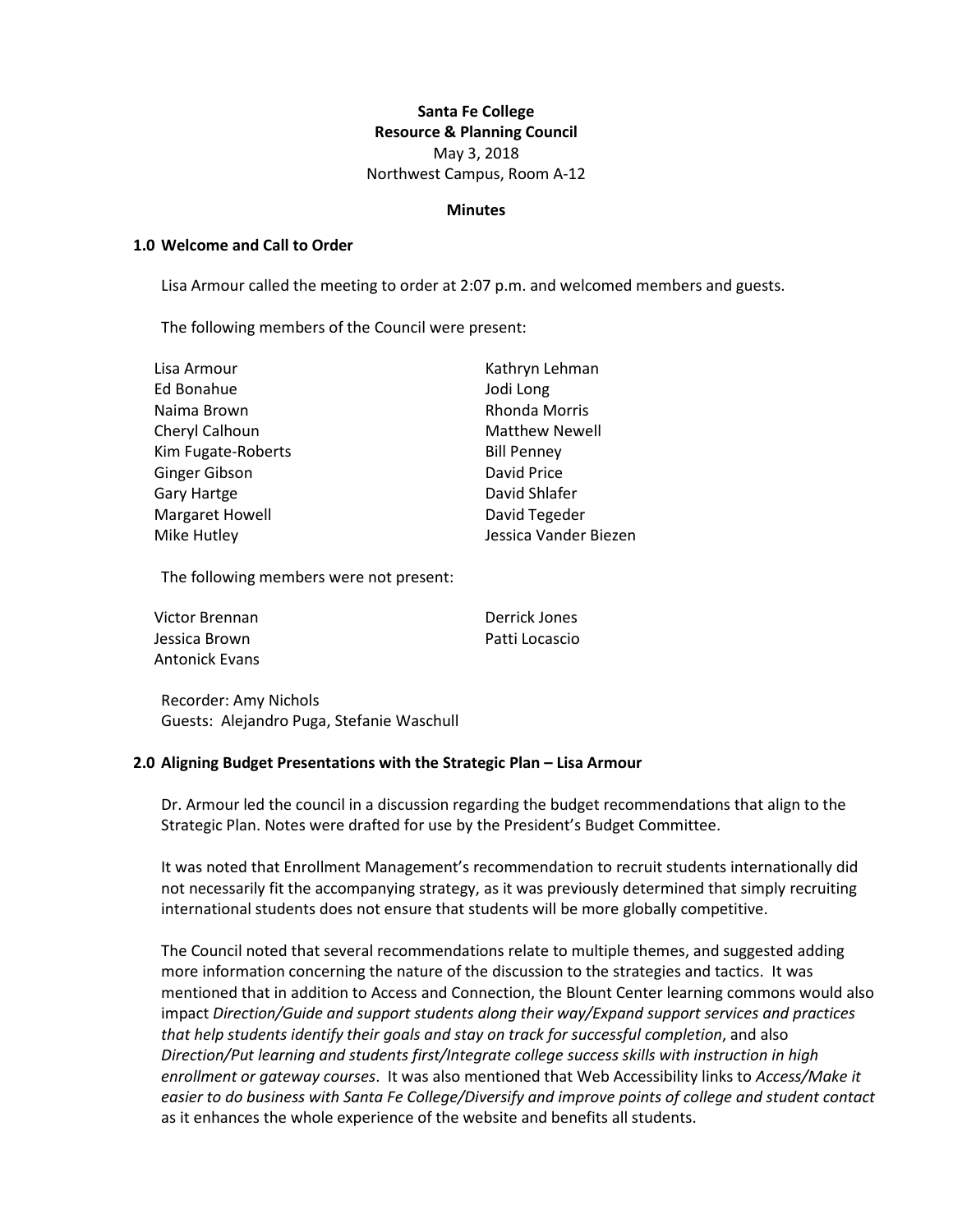**Santa Fe College**
**Resource & Planning Council**
May 3, 2018
Northwest Campus, Room A-12

**Minutes**

## 1.0 Welcome and Call to Order

Lisa Armour called the meeting to order at 2:07 p.m. and welcomed members and guests.

The following members of the Council were present:

Lisa Armour
Ed Bonahue
Naima Brown
Cheryl Calhoun
Kim Fugate-Roberts
Ginger Gibson
Gary Hartge
Margaret Howell
Mike Hutley
Kathryn Lehman
Jodi Long
Rhonda Morris
Matthew Newell
Bill Penney
David Price
David Shlafer
David Tegeder
Jessica Vander Biezen

The following members were not present:

Victor Brennan
Jessica Brown
Antonick Evans
Derrick Jones
Patti Locascio

Recorder: Amy Nichols
Guests: Alejandro Puga, Stefanie Waschull

## 2.0 Aligning Budget Presentations with the Strategic Plan – Lisa Armour

Dr. Armour led the council in a discussion regarding the budget recommendations that align to the Strategic Plan. Notes were drafted for use by the President's Budget Committee.

It was noted that Enrollment Management's recommendation to recruit students internationally did not necessarily fit the accompanying strategy, as it was previously determined that simply recruiting international students does not ensure that students will be more globally competitive.

The Council noted that several recommendations relate to multiple themes, and suggested adding more information concerning the nature of the discussion to the strategies and tactics. It was mentioned that in addition to Access and Connection, the Blount Center learning commons would also impact *Direction/Guide and support students along their way/Expand support services and practices that help students identify their goals and stay on track for successful completion*, and also *Direction/Put learning and students first/Integrate college success skills with instruction in high enrollment or gateway courses*. It was also mentioned that Web Accessibility links to *Access/Make it easier to do business with Santa Fe College/Diversify and improve points of college and student contact* as it enhances the whole experience of the website and benefits all students.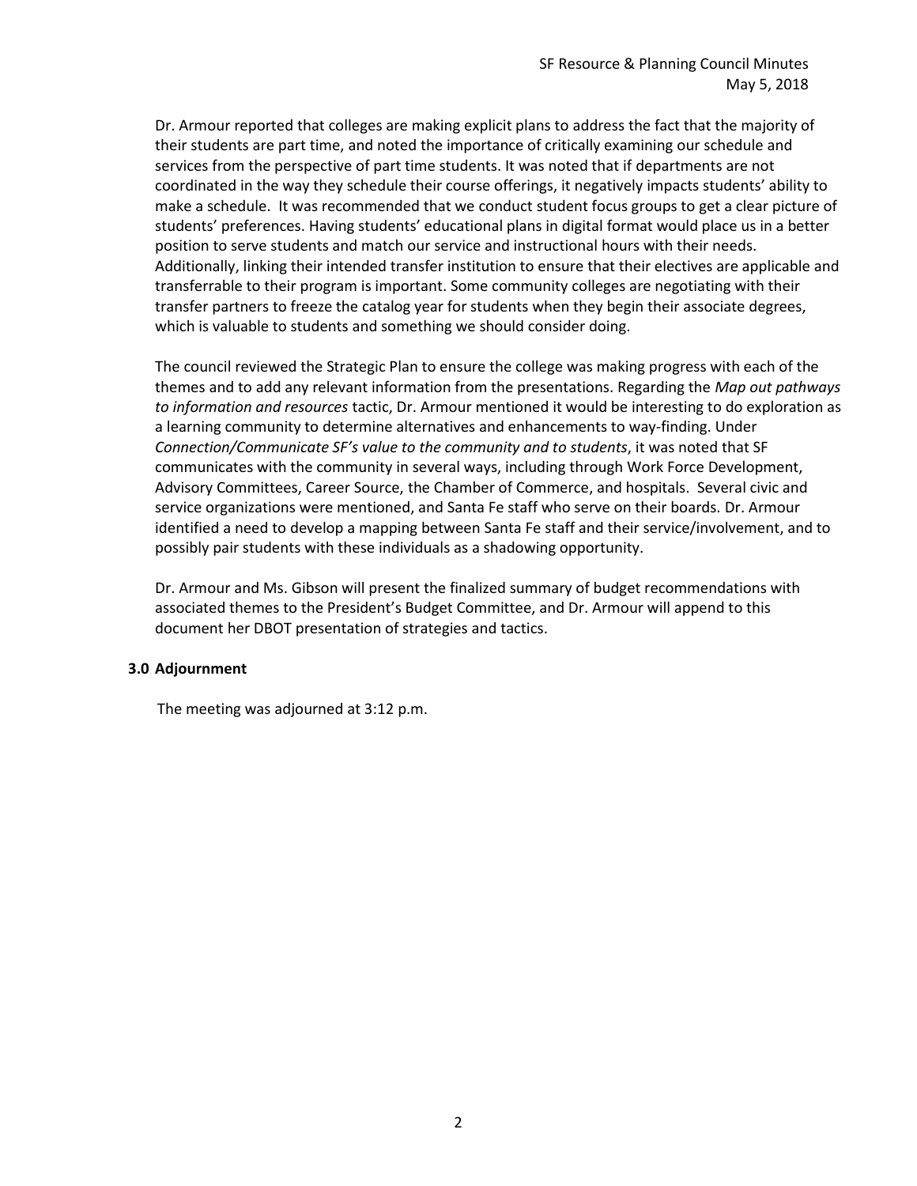Dr. Armour reported that colleges are making explicit plans to address the fact that the majority of their students are part time, and noted the importance of critically examining our schedule and services from the perspective of part time students. It was noted that if departments are not coordinated in the way they schedule their course offerings, it negatively impacts students' ability to make a schedule. It was recommended that we conduct student focus groups to get a clear picture of students' preferences. Having students' educational plans in digital format would place us in a better position to serve students and match our service and instructional hours with their needs. Additionally, linking their intended transfer institution to ensure that their electives are applicable and transferrable to their program is important. Some community colleges are negotiating with their transfer partners to freeze the catalog year for students when they begin their associate degrees, which is valuable to students and something we should consider doing.

The council reviewed the Strategic Plan to ensure the college was making progress with each of the themes and to add any relevant information from the presentations. Regarding the *Map out pathways to information and resources* tactic, Dr. Armour mentioned it would be interesting to do exploration as a learning community to determine alternatives and enhancements to way-finding. Under *Connection/Communicate SF's value to the community and to students*, it was noted that SF communicates with the community in several ways, including through Work Force Development, Advisory Committees, Career Source, the Chamber of Commerce, and hospitals. Several civic and service organizations were mentioned, and Santa Fe staff who serve on their boards. Dr. Armour identified a need to develop a mapping between Santa Fe staff and their service/involvement, and to possibly pair students with these individuals as a shadowing opportunity.

Dr. Armour and Ms. Gibson will present the finalized summary of budget recommendations with associated themes to the President's Budget Committee, and Dr. Armour will append to this document her DBOT presentation of strategies and tactics.

## 3.0 Adjournment

The meeting was adjourned at 3:12 p.m.